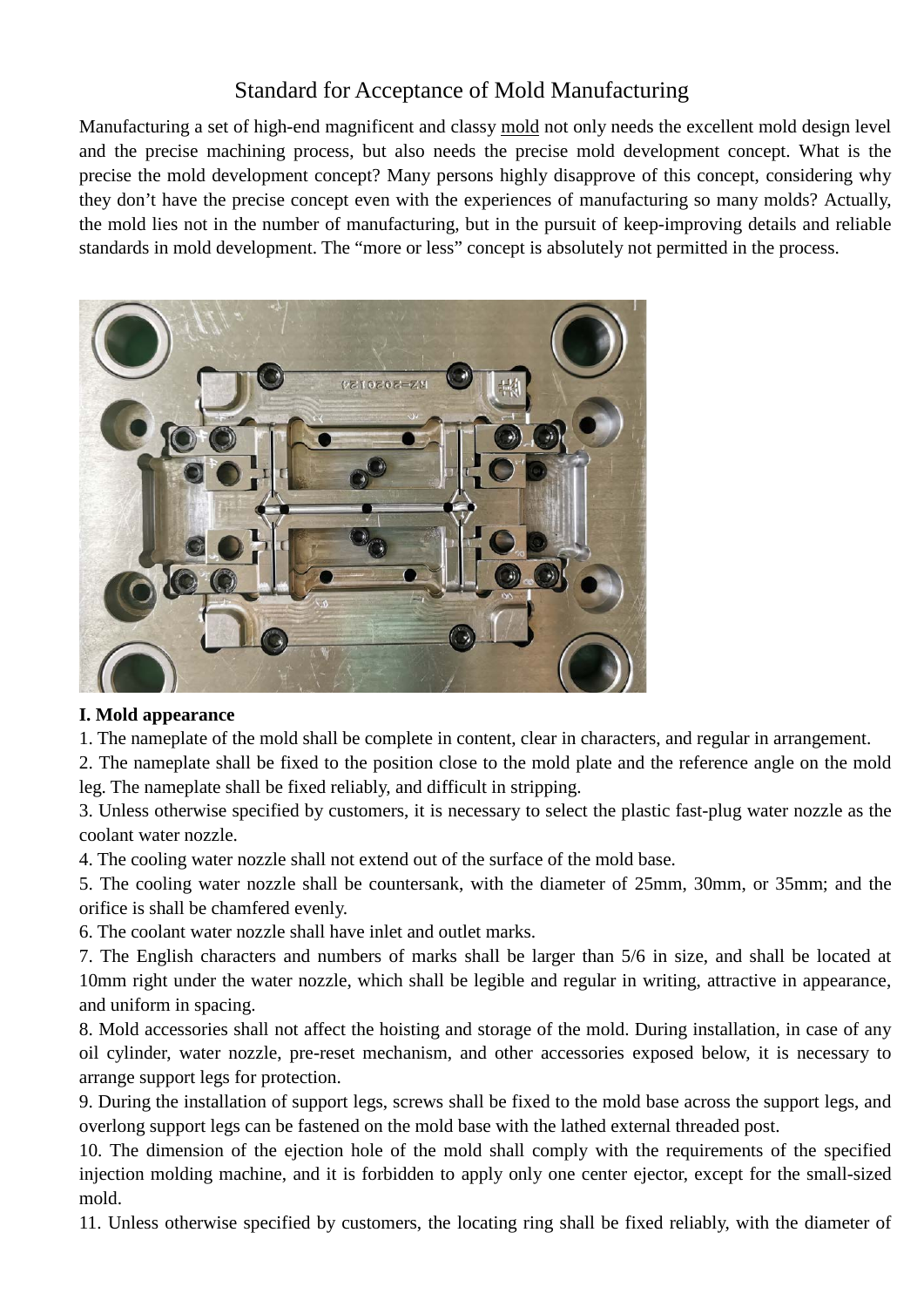# Standard for Acceptance of Mold Manufacturing

Manufacturing a set of high-end magnificent and classy mold not only needs the excellent mold design level and the precise machining process, but also needs the precise mold development concept. What is the precise the mold development concept? Many persons highly disapprove of this concept, considering why they don't have the precise concept even with the experiences of manufacturing so many molds? Actually, the mold lies not in the number of manufacturing, but in the pursuit of keep-improving details and reliable standards in mold development. The "more or less" concept is absolutely not permitted in the process.

**I. Mold appearance**

1. The nameplate of the mold shall be complete in content, clear in characters, and regular in arrangement.
2. The nameplate shall be fixed to the position close to the mold plate and the reference angle on the mold leg. The nameplate shall be fixed reliably, and difficult in stripping.
3. Unless otherwise specified by customers, it is necessary to select the plastic fast-plug water nozzle as the coolant water nozzle.
4. The cooling water nozzle shall not extend out of the surface of the mold base.
5. The cooling water nozzle shall be countersank, with the diameter of 25mm, 30mm, or 35mm; and the orifice is shall be chamfered evenly.
6. The coolant water nozzle shall have inlet and outlet marks.
7. The English characters and numbers of marks shall be larger than 5/6 in size, and shall be located at 10mm right under the water nozzle, which shall be legible and regular in writing, attractive in appearance, and uniform in spacing.
8. Mold accessories shall not affect the hoisting and storage of the mold. During installation, in case of any oil cylinder, water nozzle, pre-reset mechanism, and other accessories exposed below, it is necessary to arrange support legs for protection.
9. During the installation of support legs, screws shall be fixed to the mold base across the support legs, and overlong support legs can be fastened on the mold base with the lathed external threaded post.
10. The dimension of the ejection hole of the mold shall comply with the requirements of the specified injection molding machine, and it is forbidden to apply only one center ejector, except for the small-sized mold.
11. Unless otherwise specified by customers, the locating ring shall be fixed reliably, with the diameter of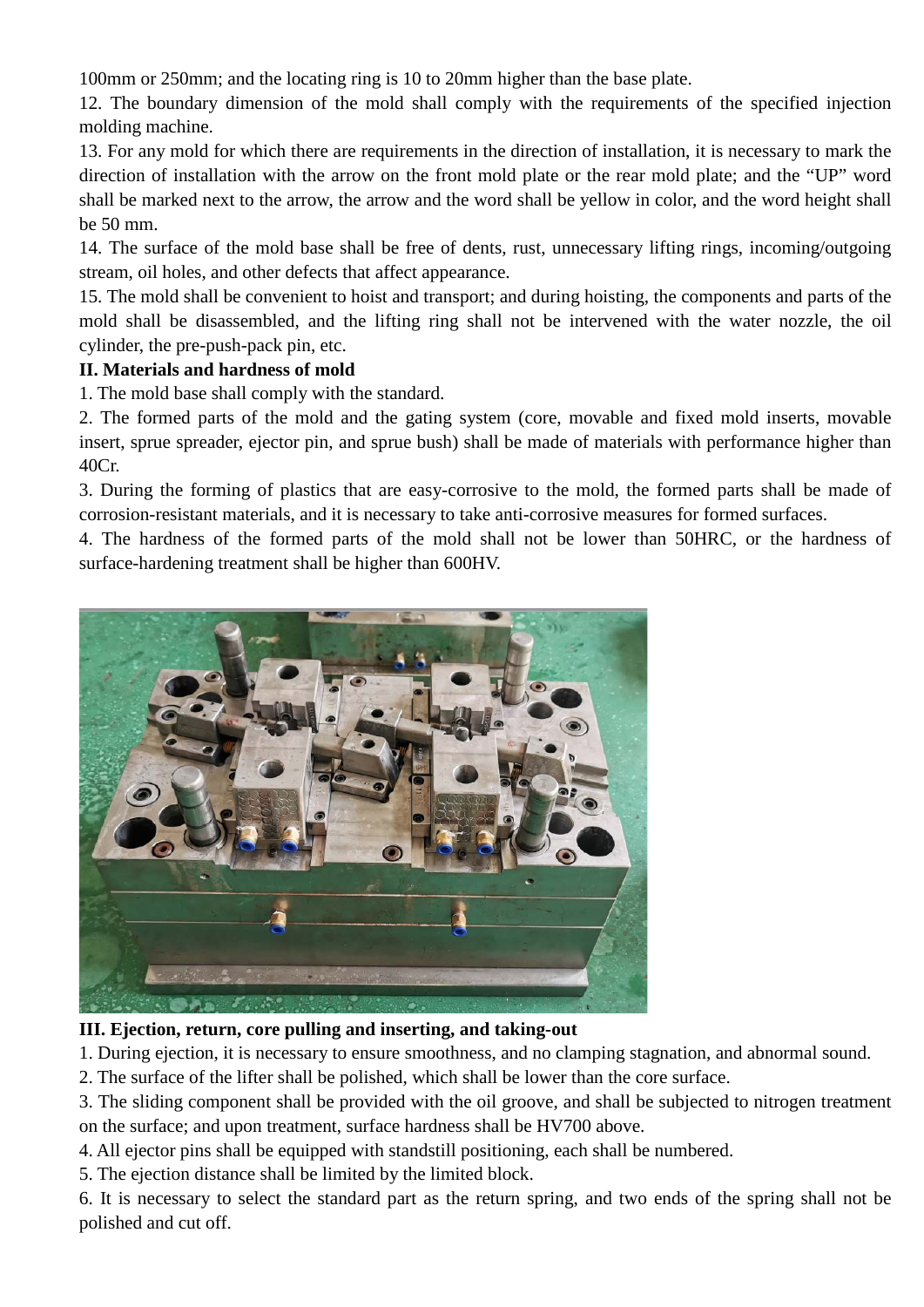100mm or 250mm; and the locating ring is 10 to 20mm higher than the base plate.

12. The boundary dimension of the mold shall comply with the requirements of the specified injection molding machine.

13. For any mold for which there are requirements in the direction of installation, it is necessary to mark the direction of installation with the arrow on the front mold plate or the rear mold plate; and the “UP” word shall be marked next to the arrow, the arrow and the word shall be yellow in color, and the word height shall be 50 mm.

14. The surface of the mold base shall be free of dents, rust, unnecessary lifting rings, incoming/outgoing stream, oil holes, and other defects that affect appearance.

15. The mold shall be convenient to hoist and transport; and during hoisting, the components and parts of the mold shall be disassembled, and the lifting ring shall not be intervened with the water nozzle, the oil cylinder, the pre-push-pack pin, etc.

**II. Materials and hardness of mold**

1. The mold base shall comply with the standard.

2. The formed parts of the mold and the gating system (core, movable and fixed mold inserts, movable insert, sprue spreader, ejector pin, and sprue bush) shall be made of materials with performance higher than 40Cr.

3. During the forming of plastics that are easy-corrosive to the mold, the formed parts shall be made of corrosion-resistant materials, and it is necessary to take anti-corrosive measures for formed surfaces.

4. The hardness of the formed parts of the mold shall not be lower than 50HRC, or the hardness of surface-hardening treatment shall be higher than 600HV.

**III. Ejection, return, core pulling and inserting, and taking-out**

1. During ejection, it is necessary to ensure smoothness, and no clamping stagnation, and abnormal sound.

2. The surface of the lifter shall be polished, which shall be lower than the core surface.

3. The sliding component shall be provided with the oil groove, and shall be subjected to nitrogen treatment on the surface; and upon treatment, surface hardness shall be HV700 above.

4. All ejector pins shall be equipped with standstill positioning, each shall be numbered.

5. The ejection distance shall be limited by the limited block.

6. It is necessary to select the standard part as the return spring, and two ends of the spring shall not be polished and cut off.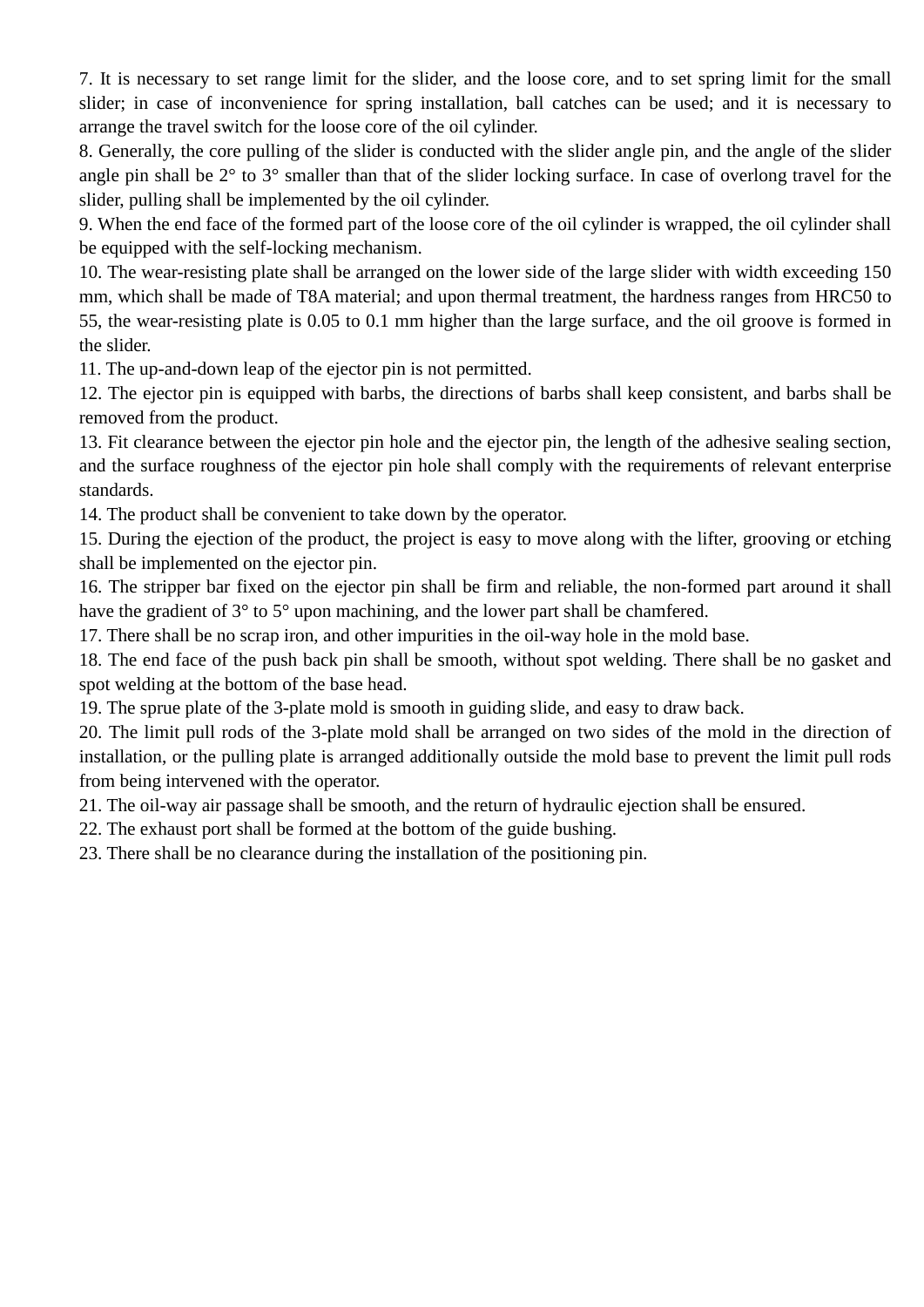7. It is necessary to set range limit for the slider, and the loose core, and to set spring limit for the small slider; in case of inconvenience for spring installation, ball catches can be used; and it is necessary to arrange the travel switch for the loose core of the oil cylinder.
8. Generally, the core pulling of the slider is conducted with the slider angle pin, and the angle of the slider angle pin shall be 2° to 3° smaller than that of the slider locking surface. In case of overlong travel for the slider, pulling shall be implemented by the oil cylinder.
9. When the end face of the formed part of the loose core of the oil cylinder is wrapped, the oil cylinder shall be equipped with the self-locking mechanism.
10. The wear-resisting plate shall be arranged on the lower side of the large slider with width exceeding 150 mm, which shall be made of T8A material; and upon thermal treatment, the hardness ranges from HRC50 to 55, the wear-resisting plate is 0.05 to 0.1 mm higher than the large surface, and the oil groove is formed in the slider.
11. The up-and-down leap of the ejector pin is not permitted.
12. The ejector pin is equipped with barbs, the directions of barbs shall keep consistent, and barbs shall be removed from the product.
13. Fit clearance between the ejector pin hole and the ejector pin, the length of the adhesive sealing section, and the surface roughness of the ejector pin hole shall comply with the requirements of relevant enterprise standards.
14. The product shall be convenient to take down by the operator.
15. During the ejection of the product, the project is easy to move along with the lifter, grooving or etching shall be implemented on the ejector pin.
16. The stripper bar fixed on the ejector pin shall be firm and reliable, the non-formed part around it shall have the gradient of 3° to 5° upon machining, and the lower part shall be chamfered.
17. There shall be no scrap iron, and other impurities in the oil-way hole in the mold base.
18. The end face of the push back pin shall be smooth, without spot welding. There shall be no gasket and spot welding at the bottom of the base head.
19. The sprue plate of the 3-plate mold is smooth in guiding slide, and easy to draw back.
20. The limit pull rods of the 3-plate mold shall be arranged on two sides of the mold in the direction of installation, or the pulling plate is arranged additionally outside the mold base to prevent the limit pull rods from being intervened with the operator.
21. The oil-way air passage shall be smooth, and the return of hydraulic ejection shall be ensured.
22. The exhaust port shall be formed at the bottom of the guide bushing.
23. There shall be no clearance during the installation of the positioning pin.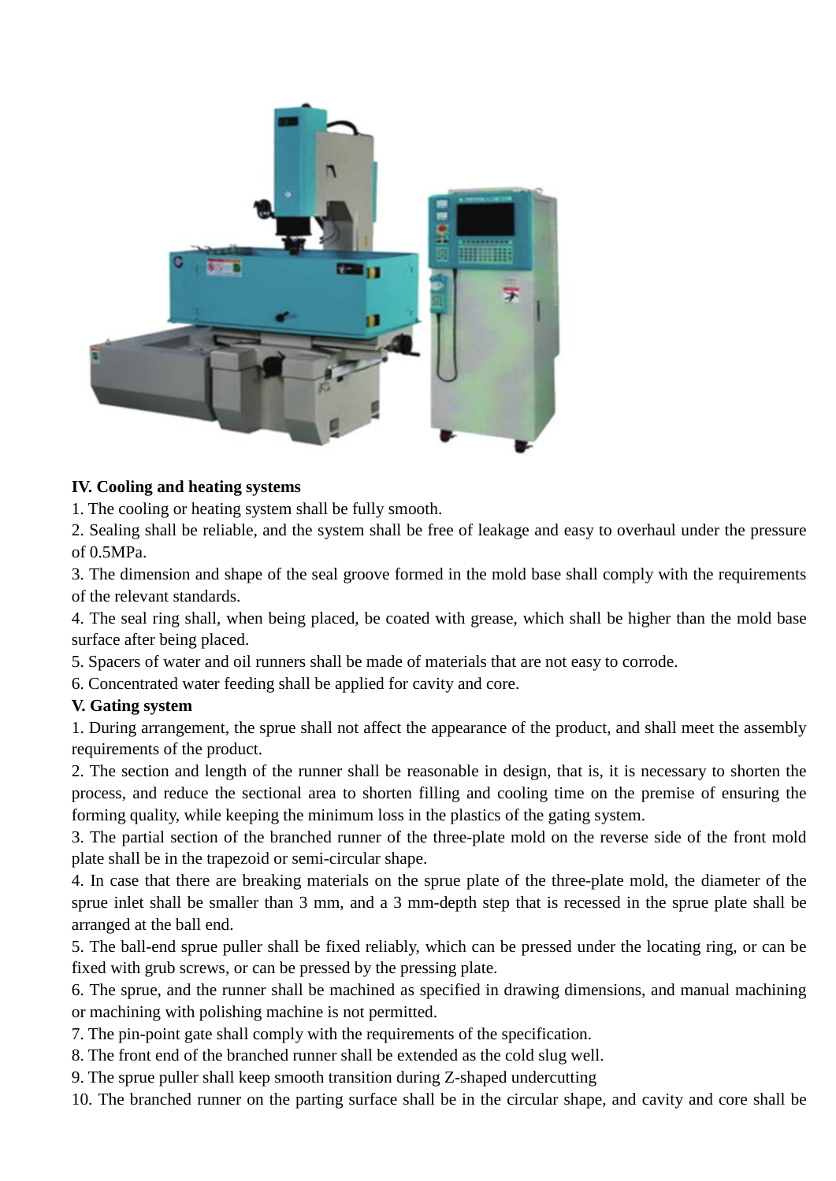**IV. Cooling and heating systems**

1. The cooling or heating system shall be fully smooth.
2. Sealing shall be reliable, and the system shall be free of leakage and easy to overhaul under the pressure of 0.5MPa.
3. The dimension and shape of the seal groove formed in the mold base shall comply with the requirements of the relevant standards.
4. The seal ring shall, when being placed, be coated with grease, which shall be higher than the mold base surface after being placed.
5. Spacers of water and oil runners shall be made of materials that are not easy to corrode.
6. Concentrated water feeding shall be applied for cavity and core.

**V. Gating system**

1. During arrangement, the sprue shall not affect the appearance of the product, and shall meet the assembly requirements of the product.
2. The section and length of the runner shall be reasonable in design, that is, it is necessary to shorten the process, and reduce the sectional area to shorten filling and cooling time on the premise of ensuring the forming quality, while keeping the minimum loss in the plastics of the gating system.
3. The partial section of the branched runner of the three-plate mold on the reverse side of the front mold plate shall be in the trapezoid or semi-circular shape.
4. In case that there are breaking materials on the sprue plate of the three-plate mold, the diameter of the sprue inlet shall be smaller than 3 mm, and a 3 mm-depth step that is recessed in the sprue plate shall be arranged at the ball end.
5. The ball-end sprue puller shall be fixed reliably, which can be pressed under the locating ring, or can be fixed with grub screws, or can be pressed by the pressing plate.
6. The sprue, and the runner shall be machined as specified in drawing dimensions, and manual machining or machining with polishing machine is not permitted.
7. The pin-point gate shall comply with the requirements of the specification.
8. The front end of the branched runner shall be extended as the cold slug well.
9. The sprue puller shall keep smooth transition during Z-shaped undercutting
10. The branched runner on the parting surface shall be in the circular shape, and cavity and core shall be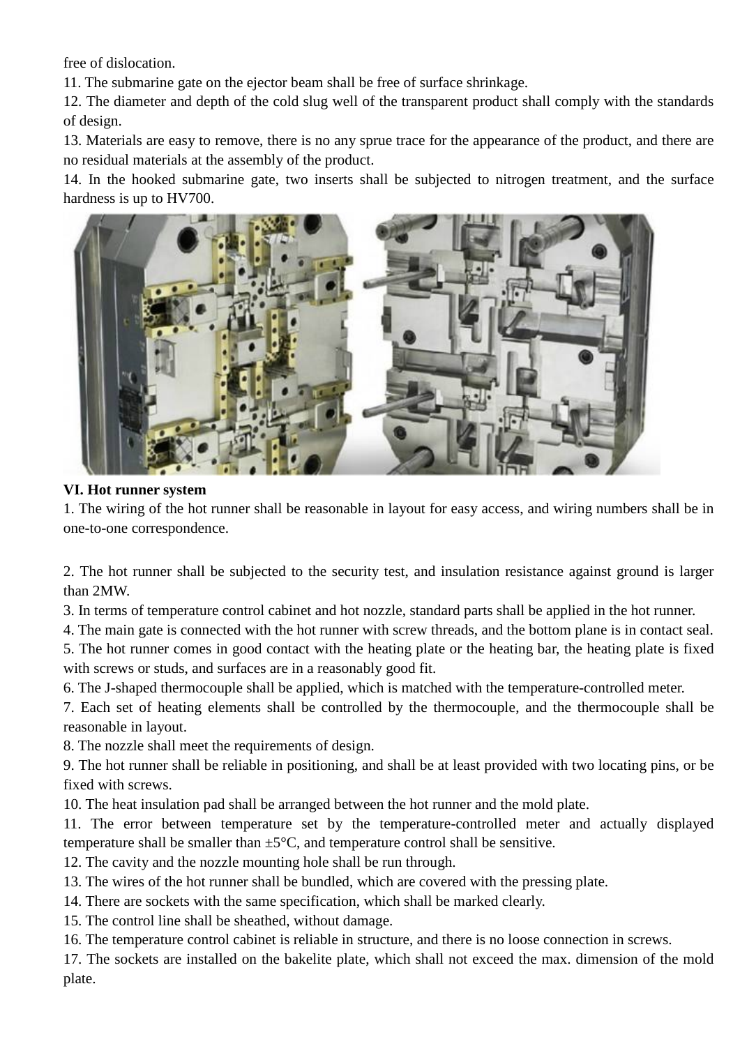free of dislocation.

11. The submarine gate on the ejector beam shall be free of surface shrinkage.

12. The diameter and depth of the cold slug well of the transparent product shall comply with the standards of design.

13. Materials are easy to remove, there is no any sprue trace for the appearance of the product, and there are no residual materials at the assembly of the product.

14. In the hooked submarine gate, two inserts shall be subjected to nitrogen treatment, and the surface hardness is up to HV700.

**VI. Hot runner system**

1. The wiring of the hot runner shall be reasonable in layout for easy access, and wiring numbers shall be in one-to-one correspondence.

2. The hot runner shall be subjected to the security test, and insulation resistance against ground is larger than 2MW.

3. In terms of temperature control cabinet and hot nozzle, standard parts shall be applied in the hot runner.

4. The main gate is connected with the hot runner with screw threads, and the bottom plane is in contact seal.

5. The hot runner comes in good contact with the heating plate or the heating bar, the heating plate is fixed with screws or studs, and surfaces are in a reasonably good fit.

6. The J-shaped thermocouple shall be applied, which is matched with the temperature-controlled meter.

7. Each set of heating elements shall be controlled by the thermocouple, and the thermocouple shall be reasonable in layout.

8. The nozzle shall meet the requirements of design.

9. The hot runner shall be reliable in positioning, and shall be at least provided with two locating pins, or be fixed with screws.

10. The heat insulation pad shall be arranged between the hot runner and the mold plate.

11. The error between temperature set by the temperature-controlled meter and actually displayed temperature shall be smaller than ±5°C, and temperature control shall be sensitive.

12. The cavity and the nozzle mounting hole shall be run through.

13. The wires of the hot runner shall be bundled, which are covered with the pressing plate.

14. There are sockets with the same specification, which shall be marked clearly.

15. The control line shall be sheathed, without damage.

16. The temperature control cabinet is reliable in structure, and there is no loose connection in screws.

17. The sockets are installed on the bakelite plate, which shall not exceed the max. dimension of the mold plate.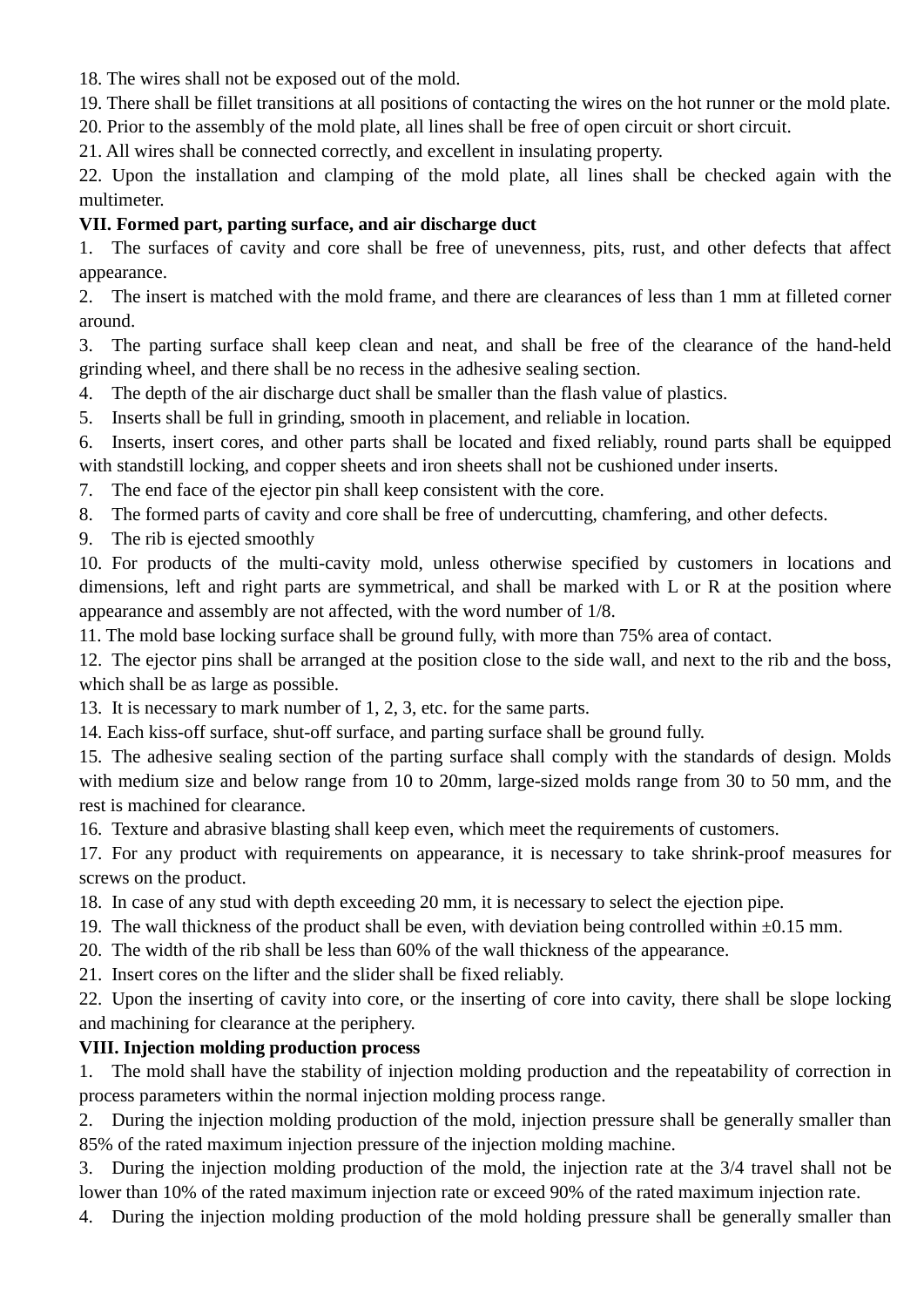18. The wires shall not be exposed out of the mold.
19. There shall be fillet transitions at all positions of contacting the wires on the hot runner or the mold plate.
20. Prior to the assembly of the mold plate, all lines shall be free of open circuit or short circuit.
21. All wires shall be connected correctly, and excellent in insulating property.
22. Upon the installation and clamping of the mold plate, all lines shall be checked again with the multimeter.

**VII. Formed part, parting surface, and air discharge duct**

1. The surfaces of cavity and core shall be free of unevenness, pits, rust, and other defects that affect appearance.
2. The insert is matched with the mold frame, and there are clearances of less than 1 mm at filleted corner around.
3. The parting surface shall keep clean and neat, and shall be free of the clearance of the hand-held grinding wheel, and there shall be no recess in the adhesive sealing section.
4. The depth of the air discharge duct shall be smaller than the flash value of plastics.
5. Inserts shall be full in grinding, smooth in placement, and reliable in location.
6. Inserts, insert cores, and other parts shall be located and fixed reliably, round parts shall be equipped with standstill locking, and copper sheets and iron sheets shall not be cushioned under inserts.
7. The end face of the ejector pin shall keep consistent with the core.
8. The formed parts of cavity and core shall be free of undercutting, chamfering, and other defects.
9. The rib is ejected smoothly
10. For products of the multi-cavity mold, unless otherwise specified by customers in locations and dimensions, left and right parts are symmetrical, and shall be marked with L or R at the position where appearance and assembly are not affected, with the word number of 1/8.
11. The mold base locking surface shall be ground fully, with more than 75% area of contact.
12. The ejector pins shall be arranged at the position close to the side wall, and next to the rib and the boss, which shall be as large as possible.
13. It is necessary to mark number of 1, 2, 3, etc. for the same parts.
14. Each kiss-off surface, shut-off surface, and parting surface shall be ground fully.
15. The adhesive sealing section of the parting surface shall comply with the standards of design. Molds with medium size and below range from 10 to 20mm, large-sized molds range from 30 to 50 mm, and the rest is machined for clearance.
16. Texture and abrasive blasting shall keep even, which meet the requirements of customers.
17. For any product with requirements on appearance, it is necessary to take shrink-proof measures for screws on the product.
18. In case of any stud with depth exceeding 20 mm, it is necessary to select the ejection pipe.
19. The wall thickness of the product shall be even, with deviation being controlled within ±0.15 mm.
20. The width of the rib shall be less than 60% of the wall thickness of the appearance.
21. Insert cores on the lifter and the slider shall be fixed reliably.
22. Upon the inserting of cavity into core, or the inserting of core into cavity, there shall be slope locking and machining for clearance at the periphery.

**VIII. Injection molding production process**

1. The mold shall have the stability of injection molding production and the repeatability of correction in process parameters within the normal injection molding process range.
2. During the injection molding production of the mold, injection pressure shall be generally smaller than 85% of the rated maximum injection pressure of the injection molding machine.
3. During the injection molding production of the mold, the injection rate at the 3/4 travel shall not be lower than 10% of the rated maximum injection rate or exceed 90% of the rated maximum injection rate.
4. During the injection molding production of the mold holding pressure shall be generally smaller than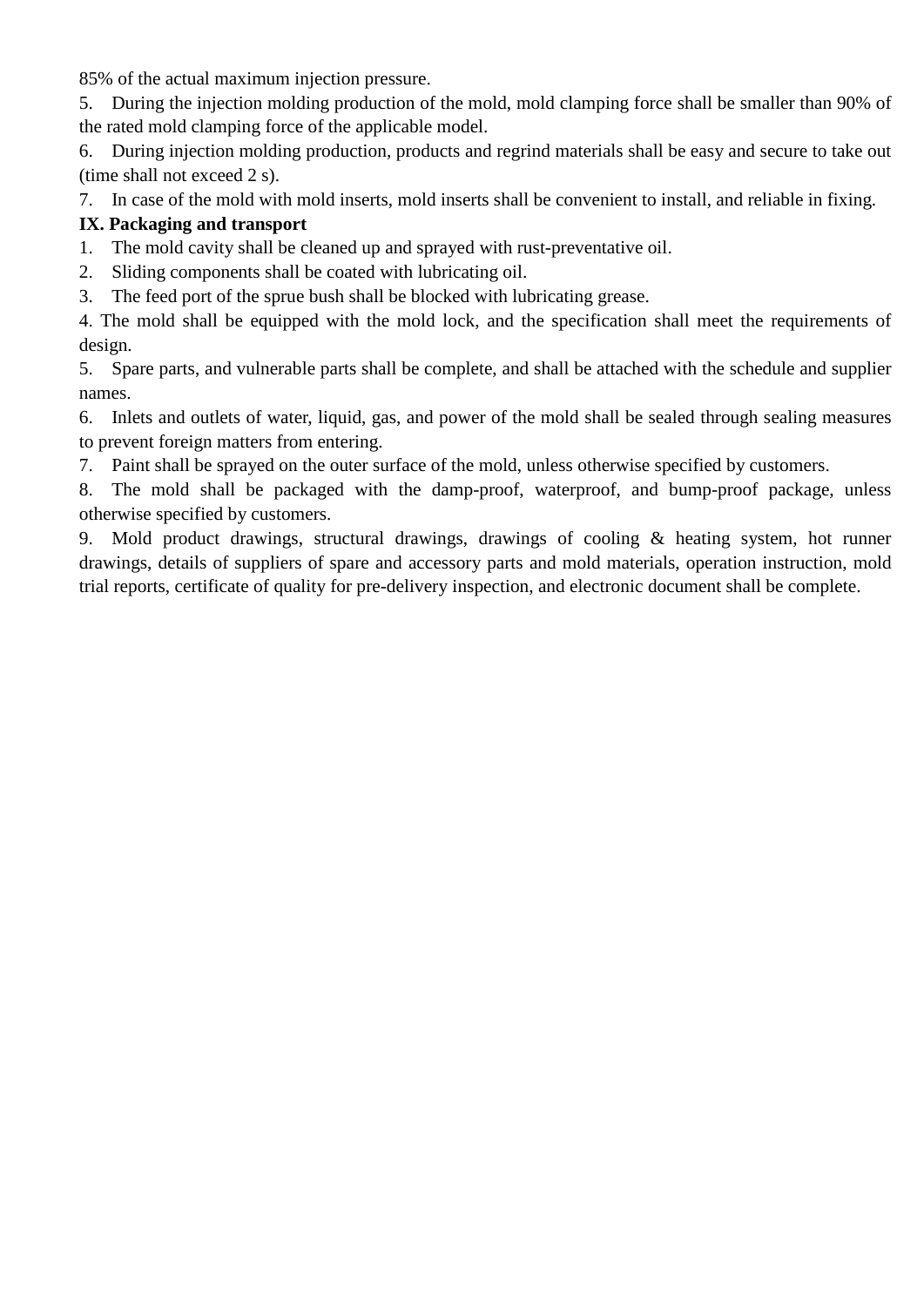85% of the actual maximum injection pressure.

5. During the injection molding production of the mold, mold clamping force shall be smaller than 90% of the rated mold clamping force of the applicable model.

6. During injection molding production, products and regrind materials shall be easy and secure to take out (time shall not exceed 2 s).

7. In case of the mold with mold inserts, mold inserts shall be convenient to install, and reliable in fixing.

**IX. Packaging and transport**

1. The mold cavity shall be cleaned up and sprayed with rust-preventative oil.
2. Sliding components shall be coated with lubricating oil.
3. The feed port of the sprue bush shall be blocked with lubricating grease.
4. The mold shall be equipped with the mold lock, and the specification shall meet the requirements of design.
5. Spare parts, and vulnerable parts shall be complete, and shall be attached with the schedule and supplier names.
6. Inlets and outlets of water, liquid, gas, and power of the mold shall be sealed through sealing measures to prevent foreign matters from entering.
7. Paint shall be sprayed on the outer surface of the mold, unless otherwise specified by customers.
8. The mold shall be packaged with the damp-proof, waterproof, and bump-proof package, unless otherwise specified by customers.
9. Mold product drawings, structural drawings, drawings of cooling & heating system, hot runner drawings, details of suppliers of spare and accessory parts and mold materials, operation instruction, mold trial reports, certificate of quality for pre-delivery inspection, and electronic document shall be complete.